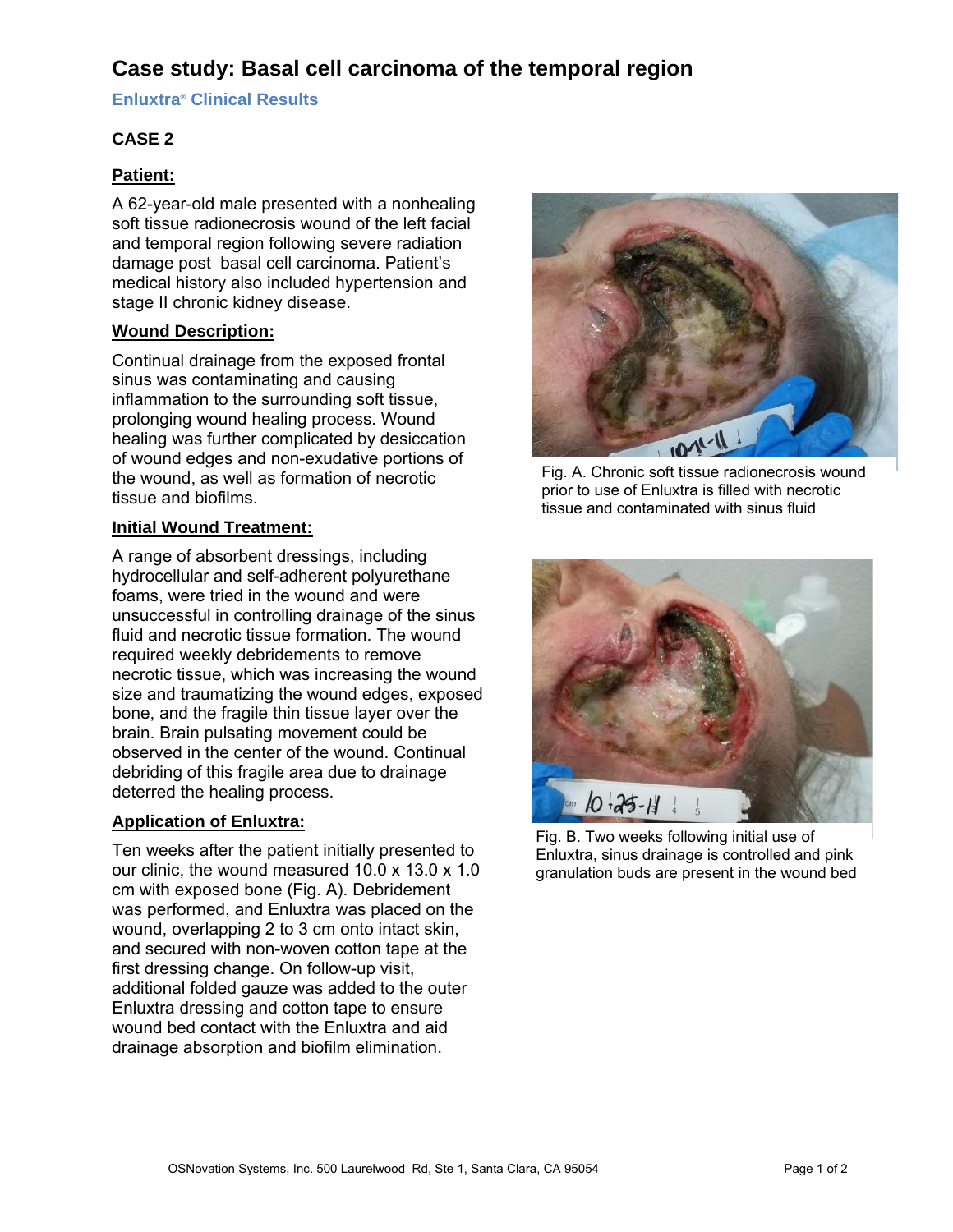# Case study: Basal cell carcinoma of the temporal region

## Enluxtra® Clinical Results

### CASE 2

**Patient:**

A 62-year-old male presented with a nonhealing soft tissue radionecrosis wound of the left facial and temporal region following severe radiation damage post basal cell carcinoma. Patient's medical history also included hypertension and stage II chronic kidney disease.

**Wound Description:**

Continual drainage from the exposed frontal sinus was contaminating and causing inflammation to the surrounding soft tissue, prolonging wound healing process. Wound healing was further complicated by desiccation of wound edges and non-exudative portions of the wound, as well as formation of necrotic tissue and biofilms.

**Initial Wound Treatment:**

A range of absorbent dressings, including hydrocellular and self-adherent polyurethane foams, were tried in the wound and were unsuccessful in controlling drainage of the sinus fluid and necrotic tissue formation. The wound required weekly debridements to remove necrotic tissue, which was increasing the wound size and traumatizing the wound edges, exposed bone, and the fragile thin tissue layer over the brain. Brain pulsating movement could be observed in the center of the wound. Continual debriding of this fragile area due to drainage deterred the healing process.

**Application of Enluxtra:**

Ten weeks after the patient initially presented to our clinic, the wound measured 10.0 x 13.0 x 1.0 cm with exposed bone (Fig. A). Debridement was performed, and Enluxtra was placed on the wound, overlapping 2 to 3 cm onto intact skin, and secured with non-woven cotton tape at the first dressing change. On follow-up visit, additional folded gauze was added to the outer Enluxtra dressing and cotton tape to ensure wound bed contact with the Enluxtra and aid drainage absorption and biofilm elimination.

Fig. A. Chronic soft tissue radionecrosis wound prior to use of Enluxtra is filled with necrotic tissue and contaminated with sinus fluid

Fig. B. Two weeks following initial use of Enluxtra, sinus drainage is controlled and pink granulation buds are present in the wound bed

OSNovation Systems, Inc. 500 Laurelwood Rd, Ste 1, Santa Clara, CA 95054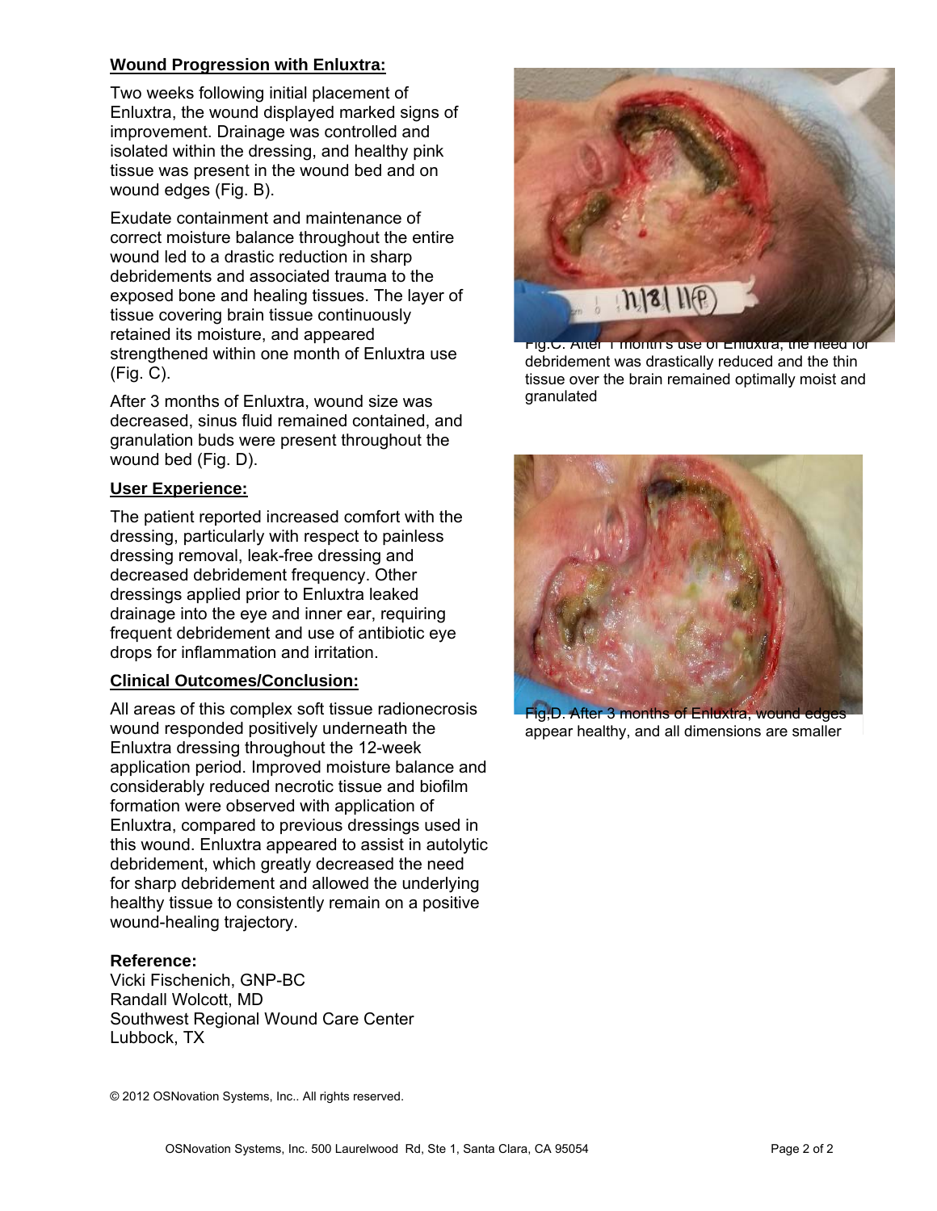## Wound Progression with Enluxtra:

Two weeks following initial placement of Enluxtra, the wound displayed marked signs of improvement. Drainage was controlled and isolated within the dressing, and healthy pink tissue was present in the wound bed and on wound edges (Fig. B).

Exudate containment and maintenance of correct moisture balance throughout the entire wound led to a drastic reduction in sharp debridements and associated trauma to the exposed bone and healing tissues. The layer of tissue covering brain tissue continuously retained its moisture, and appeared strengthened within one month of Enluxtra use (Fig. C).

After 3 months of Enluxtra, wound size was decreased, sinus fluid remained contained, and granulation buds were present throughout the wound bed (Fig. D).

## User Experience:

The patient reported increased comfort with the dressing, particularly with respect to painless dressing removal, leak-free dressing and decreased debridement frequency. Other dressings applied prior to Enluxtra leaked drainage into the eye and inner ear, requiring frequent debridement and use of antibiotic eye drops for inflammation and irritation.

## Clinical Outcomes/Conclusion:

All areas of this complex soft tissue radionecrosis wound responded positively underneath the Enluxtra dressing throughout the 12-week application period. Improved moisture balance and considerably reduced necrotic tissue and biofilm formation were observed with application of Enluxtra, compared to previous dressings used in this wound. Enluxtra appeared to assist in autolytic debridement, which greatly decreased the need for sharp debridement and allowed the underlying healthy tissue to consistently remain on a positive wound-healing trajectory.

Fig.C. After 1 month's use of Enluxtra, the need for debridement was drastically reduced and the thin tissue over the brain remained optimally moist and granulated

Fig.D. After 3 months of Enluxtra, wound edges appear healthy, and all dimensions are smaller

**Reference:**
Vicki Fischenich, GNP-BC
Randall Wolcott, MD
Southwest Regional Wound Care Center
Lubbock, TX

© 2012 OSNovation Systems, Inc.. All rights reserved.

OSNovation Systems, Inc. 500 Laurelwood Rd, Ste 1, Santa Clara, CA 95054